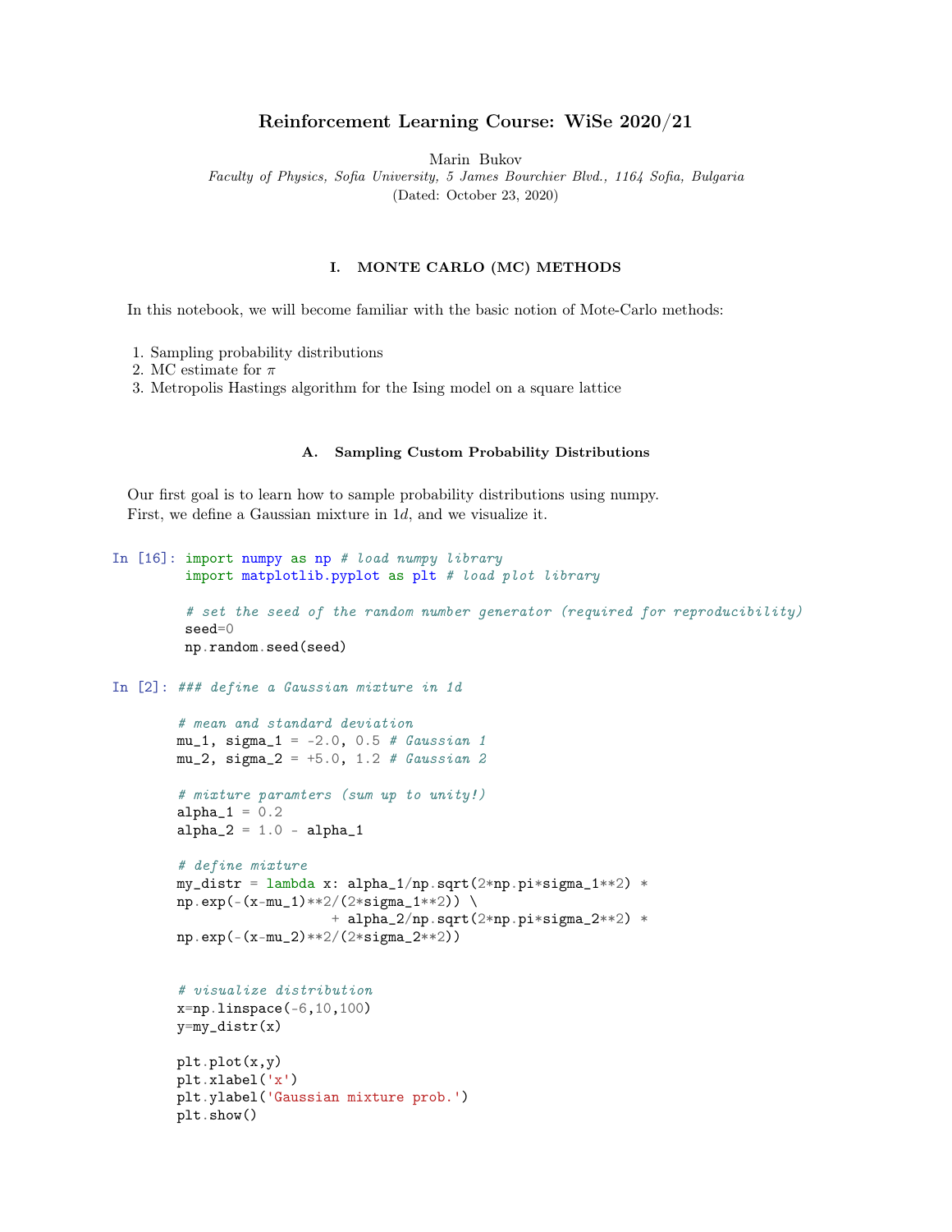# Reinforcement Learning Course: WiSe 2020/21

Marin Bukov

*Faculty of Physics, Sofia University, 5 James Bourchier Blvd., 1164 Sofia, Bulgaria*

(Dated: October 23, 2020)

## I. MONTE CARLO (MC) METHODS

In this notebook, we will become familiar with the basic notion of Mote-Carlo methods:

1. Sampling probability distributions
2. MC estimate for $\pi$
3. Metropolis Hastings algorithm for the Ising model on a square lattice

### A. Sampling Custom Probability Distributions

Our first goal is to learn how to sample probability distributions using numpy.
First, we define a Gaussian mixture in $1d$, and we visualize it.

In [16]:
```
import numpy as np # load numpy library
import matplotlib.pyplot as plt # load plot library

# set the seed of the random number generator (required for reproducibility)
seed=0
np.random.seed(seed)
```

In [2]:
```
### define a Gaussian mixture in 1d

# mean and standard deviation
mu_1, sigma_1 = -2.0, 0.5 # Gaussian 1
mu_2, sigma_2 = +5.0, 1.2 # Gaussian 2

# mixture paramters (sum up to unity!)
alpha_1 = 0.2
alpha_2 = 1.0 - alpha_1

# define mixture
my_distr = lambda x: alpha_1/np.sqrt(2*np.pi*sigma_1**2) *
np.exp(-(x-mu_1)**2/(2*sigma_1**2)) \
                    + alpha_2/np.sqrt(2*np.pi*sigma_2**2) *
np.exp(-(x-mu_2)**2/(2*sigma_2**2))


# visualize distribution
x=np.linspace(-6,10,100)
y=my_distr(x)

plt.plot(x,y)
plt.xlabel('x')
plt.ylabel('Gaussian mixture prob.')
plt.show()
```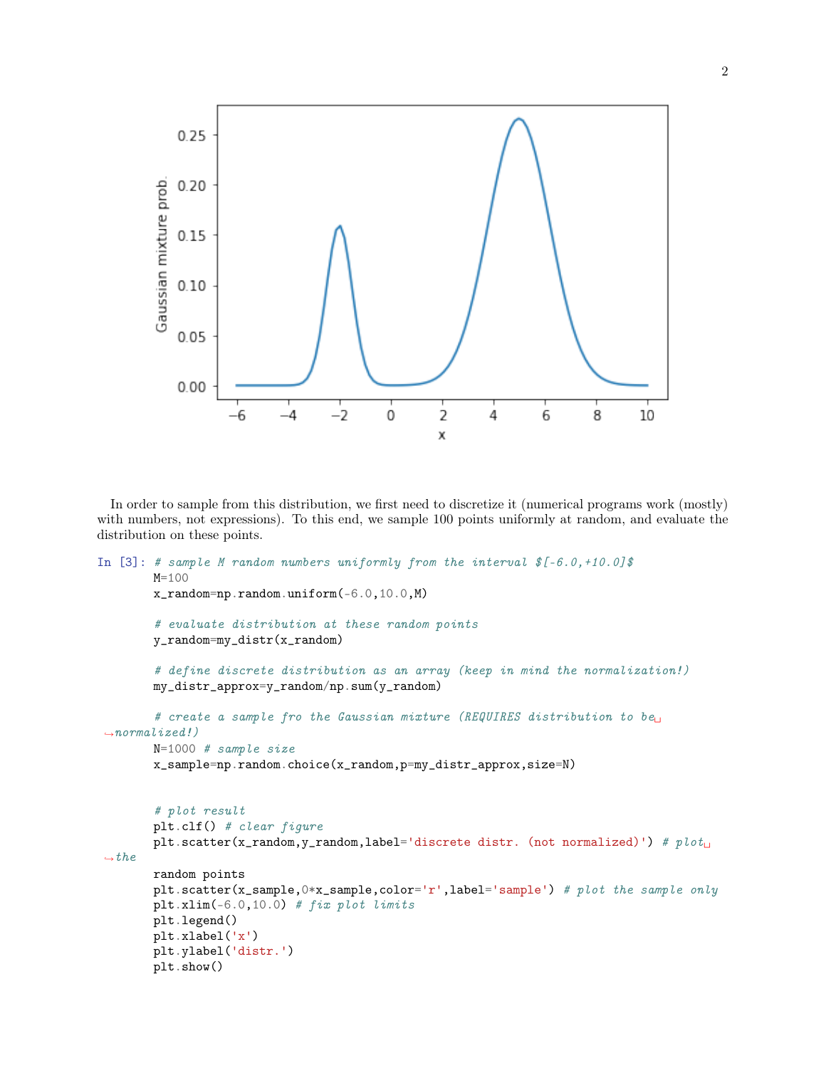In order to sample from this distribution, we first need to discretize it (numerical programs work (mostly) with numbers, not expressions). To this end, we sample 100 points uniformly at random, and evaluate the distribution on these points.

```
In [3]: # sample M random numbers uniformly from the interval $[-6.0,+10.0]$
        M=100
        x_random=np.random.uniform(-6.0,10.0,M)

        # evaluate distribution at these random points
        y_random=my_distr(x_random)

        # define discrete distribution as an array (keep in mind the normalization!)
        my_distr_approx=y_random/np.sum(y_random)

        # create a sample fro the Gaussian mixture (REQUIRES distribution to be
 ↪normalized!)
        N=1000 # sample size
        x_sample=np.random.choice(x_random,p=my_distr_approx,size=N)


        # plot result
        plt.clf() # clear figure
        plt.scatter(x_random,y_random,label='discrete distr. (not normalized)') # plot
 ↪the
        random points
        plt.scatter(x_sample,0*x_sample,color='r',label='sample') # plot the sample only
        plt.xlim(-6.0,10.0) # fix plot limits
        plt.legend()
        plt.xlabel('x')
        plt.ylabel('distr.')
        plt.show()
```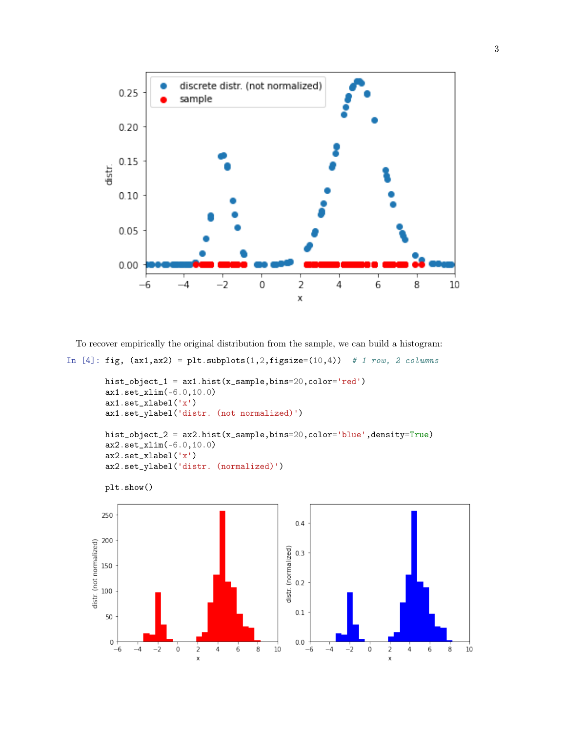To recover empirically the original distribution from the sample, we can build a histogram:

```
In [4]: fig, (ax1,ax2) = plt.subplots(1,2,figsize=(10,4))  # 1 row, 2 columns

        hist_object_1 = ax1.hist(x_sample,bins=20,color='red')
        ax1.set_xlim(-6.0,10.0)
        ax1.set_xlabel('x')
        ax1.set_ylabel('distr. (not normalized)')

        hist_object_2 = ax2.hist(x_sample,bins=20,color='blue',density=True)
        ax2.set_xlim(-6.0,10.0)
        ax2.set_xlabel('x')
        ax2.set_ylabel('distr. (normalized)')

        plt.show()
```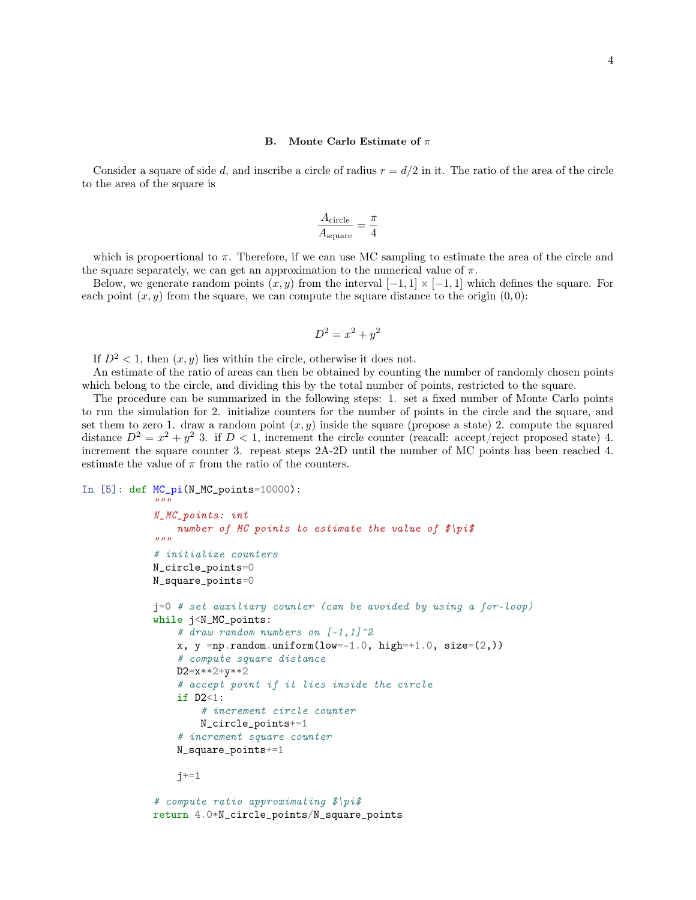### B. Monte Carlo Estimate of $\pi$

Consider a square of side $d$, and inscribe a circle of radius $r = d/2$ in it. The ratio of the area of the circle to the area of the square is

$$\frac{A_{\text{circle}}}{A_{\text{square}}} = \frac{\pi}{4}$$

which is propoertional to $\pi$. Therefore, if we can use MC sampling to estimate the area of the circle and the square separately, we can get an approximation to the numerical value of $\pi$.

Below, we generate random points $(x, y)$ from the interval $[-1, 1] \times [-1, 1]$ which defines the square. For each point $(x, y)$ from the square, we can compute the square distance to the origin $(0, 0)$:

$$D^2 = x^2 + y^2$$

If $D^2 < 1$, then $(x, y)$ lies within the circle, otherwise it does not.

An estimate of the ratio of areas can then be obtained by counting the number of randomly chosen points which belong to the circle, and dividing this by the total number of points, restricted to the square.

The procedure can be summarized in the following steps: 1. set a fixed number of Monte Carlo points to run the simulation for 2. initialize counters for the number of points in the circle and the square, and set them to zero 1. draw a random point $(x, y)$ inside the square (propose a state) 2. compute the squared distance $D^2 = x^2 + y^2$ 3. if $D < 1$, increment the circle counter (reacall: accept/reject proposed state) 4. increment the square counter 3. repeat steps 2A-2D until the number of MC points has been reached 4. estimate the value of $\pi$ from the ratio of the counters.

```
In [5]: def MC_pi(N_MC_points=10000):
            """
            N_MC_points: int
                number of MC points to estimate the value of $\pi$
            """
            # initialize counters
            N_circle_points=0
            N_square_points=0

            j=0 # set auxiliary counter (can be avoided by using a for-loop)
            while j<N_MC_points:
                # draw random numbers on [-1,1]^2
                x, y =np.random.uniform(low=-1.0, high=+1.0, size=(2,))
                # compute square distance
                D2=x**2+y**2
                # accept point if it lies inside the circle
                if D2<1:
                    # increment circle counter
                    N_circle_points+=1
                # increment square counter
                N_square_points+=1

                j+=1

            # compute ratio approximating $\pi$
            return 4.0*N_circle_points/N_square_points
```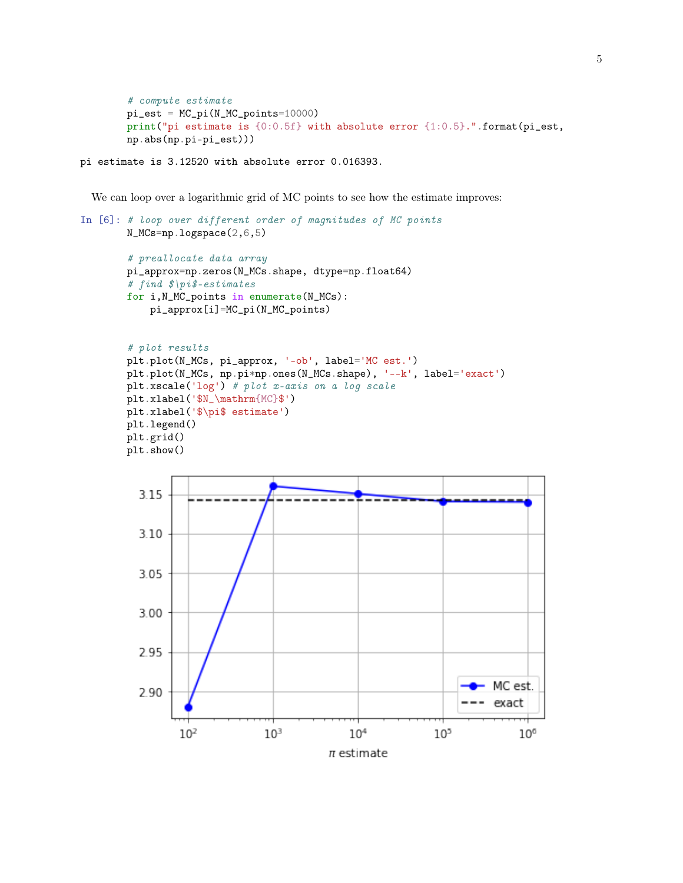```
# compute estimate
pi_est = MC_pi(N_MC_points=10000)
print("pi estimate is {0:0.5f} with absolute error {1:0.5}.".format(pi_est,
np.abs(np.pi-pi_est)))
```

```
pi estimate is 3.12520 with absolute error 0.016393.
```

We can loop over a logarithmic grid of MC points to see how the estimate improves:

```
In [6]: # loop over different order of magnitudes of MC points
        N_MCs=np.logspace(2,6,5)

        # preallocate data array
        pi_approx=np.zeros(N_MCs.shape, dtype=np.float64)
        # find $\pi$-estimates
        for i,N_MC_points in enumerate(N_MCs):
            pi_approx[i]=MC_pi(N_MC_points)


        # plot results
        plt.plot(N_MCs, pi_approx, '-ob', label='MC est.')
        plt.plot(N_MCs, np.pi*np.ones(N_MCs.shape), '--k', label='exact')
        plt.xscale('log') # plot x-axis on a log scale
        plt.xlabel('$N_\mathrm{MC}$')
        plt.xlabel('$\pi$ estimate')
        plt.legend()
        plt.grid()
        plt.show()
```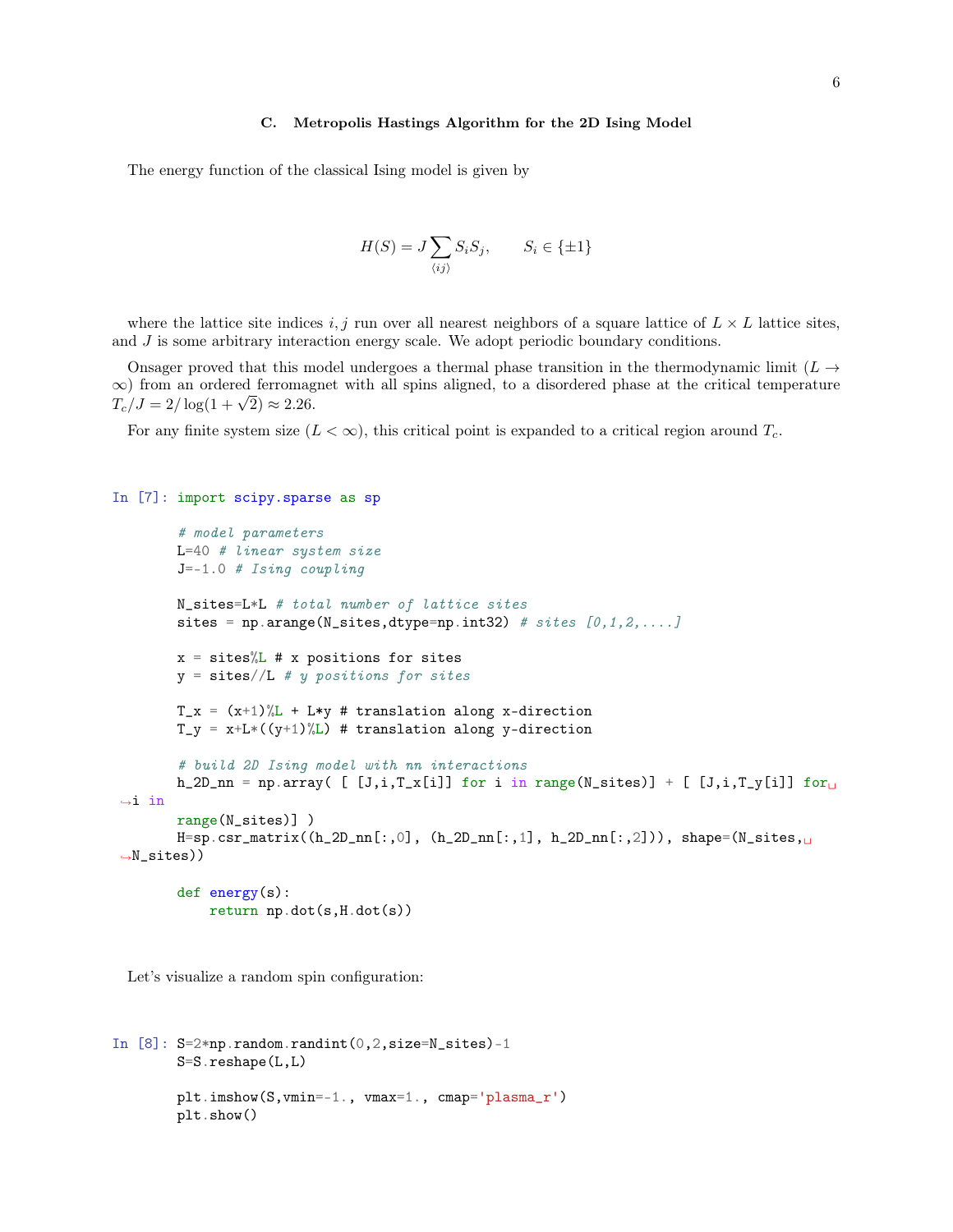### C. Metropolis Hastings Algorithm for the 2D Ising Model

The energy function of the classical Ising model is given by

$$H(S) = J \sum_{\langle ij \rangle} S_i S_j, \qquad S_i \in \{\pm 1\}$$

where the lattice site indices $i, j$ run over all nearest neighbors of a square lattice of $L \times L$ lattice sites, and $J$ is some arbitrary interaction energy scale. We adopt periodic boundary conditions.

Onsager proved that this model undergoes a thermal phase transition in the thermodynamic limit ($L \to \infty$) from an ordered ferromagnet with all spins aligned, to a disordered phase at the critical temperature $T_c/J = 2/\log(1+\sqrt{2}) \approx 2.26$.

For any finite system size ($L < \infty$), this critical point is expanded to a critical region around $T_c$.

```
In [7]: import scipy.sparse as sp

        # model parameters
        L=40 # linear system size
        J=-1.0 # Ising coupling

        N_sites=L*L # total number of lattice sites
        sites = np.arange(N_sites,dtype=np.int32) # sites [0,1,2,....]

        x = sites%L # x positions for sites
        y = sites//L # y positions for sites

        T_x = (x+1)%L + L*y # translation along x-direction
        T_y = x+L*((y+1)%L) # translation along y-direction

        # build 2D Ising model with nn interactions
        h_2D_nn = np.array( [ [J,i,T_x[i]] for i in range(N_sites)] + [ [J,i,T_y[i]] for
 ↪i in
        range(N_sites)] )
        H=sp.csr_matrix((h_2D_nn[:,0], (h_2D_nn[:,1], h_2D_nn[:,2])), shape=(N_sites,
 ↪N_sites))

        def energy(s):
            return np.dot(s,H.dot(s))
```

Let's visualize a random spin configuration:

```
In [8]: S=2*np.random.randint(0,2,size=N_sites)-1
        S=S.reshape(L,L)

        plt.imshow(S,vmin=-1., vmax=1., cmap='plasma_r')
        plt.show()
```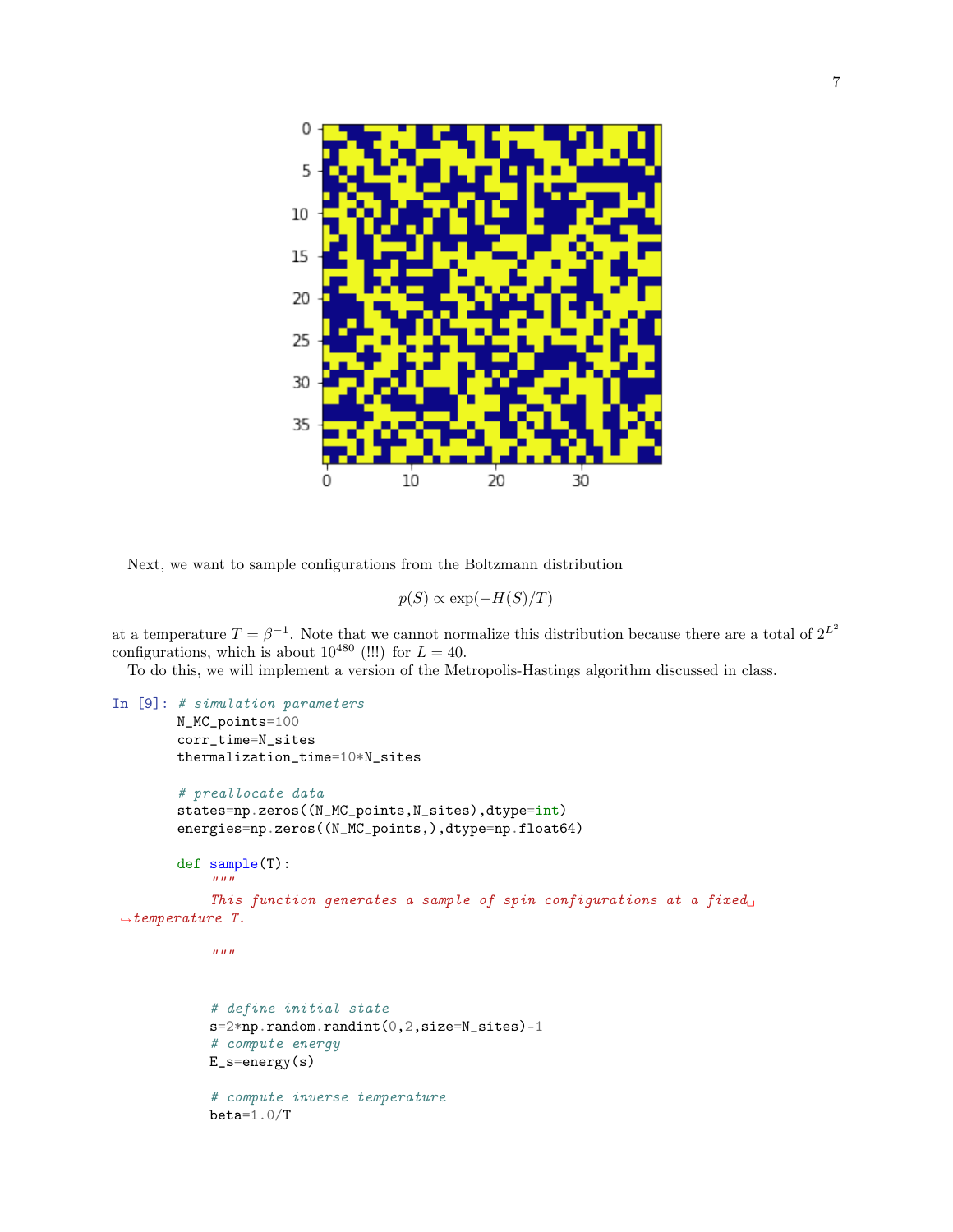Next, we want to sample configurations from the Boltzmann distribution

$$p(S) \propto \exp(-H(S)/T)$$

at a temperature $T = \beta^{-1}$. Note that we cannot normalize this distribution because there are a total of $2^{L^2}$ configurations, which is about $10^{480}$ (!!!) for $L = 40$.

To do this, we will implement a version of the Metropolis-Hastings algorithm discussed in class.

In [9]:
```
# simulation parameters
N_MC_points=100
corr_time=N_sites
thermalization_time=10*N_sites

# preallocate data
states=np.zeros((N_MC_points,N_sites),dtype=int)
energies=np.zeros((N_MC_points,),dtype=np.float64)

def sample(T):
    """
    This function generates a sample of spin configurations at a fixed temperature T.

    """


    # define initial state
    s=2*np.random.randint(0,2,size=N_sites)-1
    # compute energy
    E_s=energy(s)

    # compute inverse temperature
    beta=1.0/T
```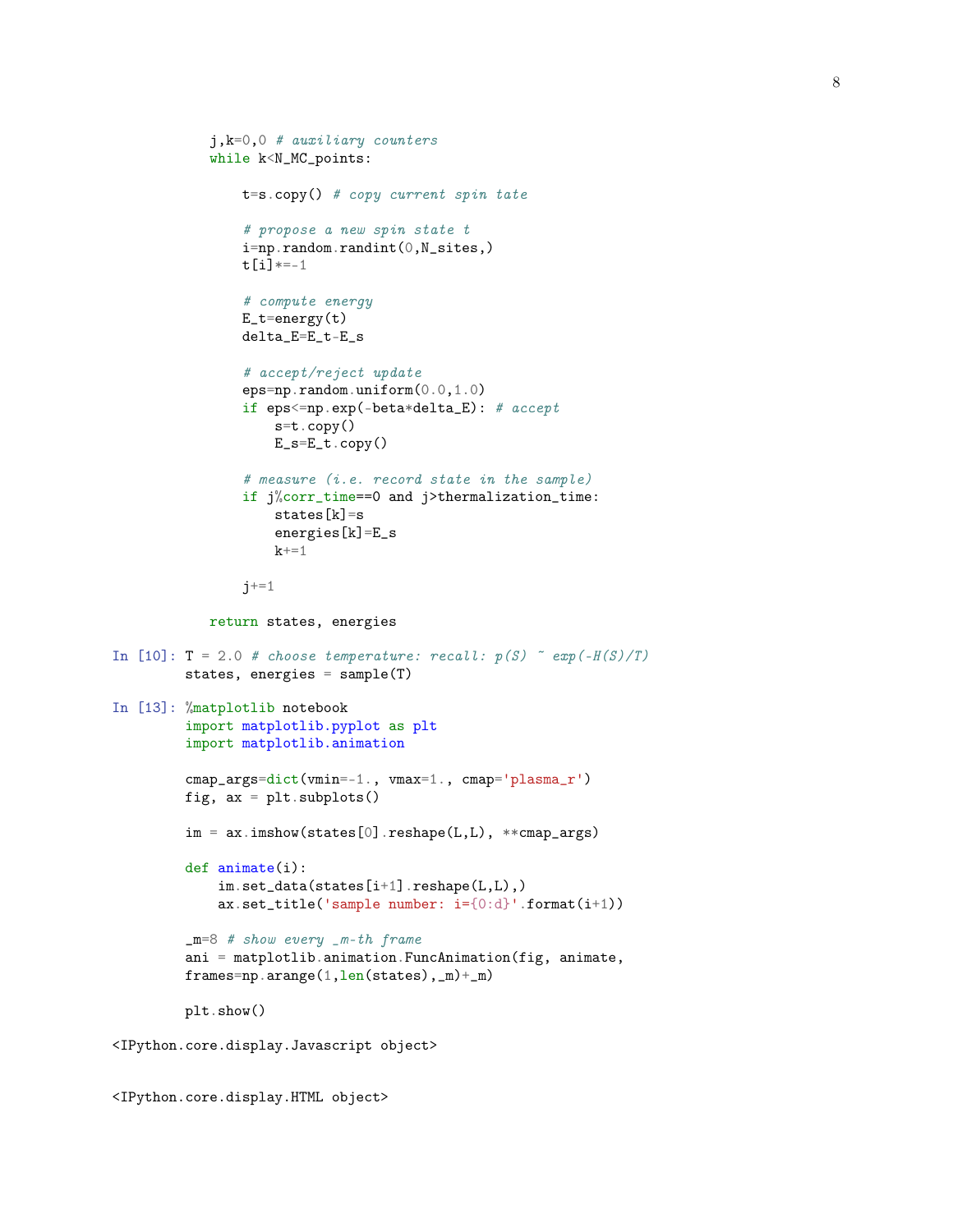```python
    j,k=0,0 # auxiliary counters
    while k<N_MC_points:

        t=s.copy() # copy current spin tate

        # propose a new spin state t
        i=np.random.randint(0,N_sites,)
        t[i]*=-1

        # compute energy
        E_t=energy(t)
        delta_E=E_t-E_s

        # accept/reject update
        eps=np.random.uniform(0.0,1.0)
        if eps<=np.exp(-beta*delta_E): # accept
            s=t.copy()
            E_s=E_t.copy()

        # measure (i.e. record state in the sample)
        if j%corr_time==0 and j>thermalization_time:
            states[k]=s
            energies[k]=E_s
            k+=1

        j+=1

    return states, energies
```

In [10]:
```python
T = 2.0 # choose temperature: recall: p(S) ~ exp(-H(S)/T)
states, energies = sample(T)
```

In [13]:
```python
%matplotlib notebook
import matplotlib.pyplot as plt
import matplotlib.animation

cmap_args=dict(vmin=-1., vmax=1., cmap='plasma_r')
fig, ax = plt.subplots()

im = ax.imshow(states[0].reshape(L,L), **cmap_args)

def animate(i):
    im.set_data(states[i+1].reshape(L,L),)
    ax.set_title('sample number: i={0:d}'.format(i+1))

_m=8 # show every _m-th frame
ani = matplotlib.animation.FuncAnimation(fig, animate,
frames=np.arange(1,len(states),_m)+_m)

plt.show()
```

```
<IPython.core.display.Javascript object>


<IPython.core.display.HTML object>
```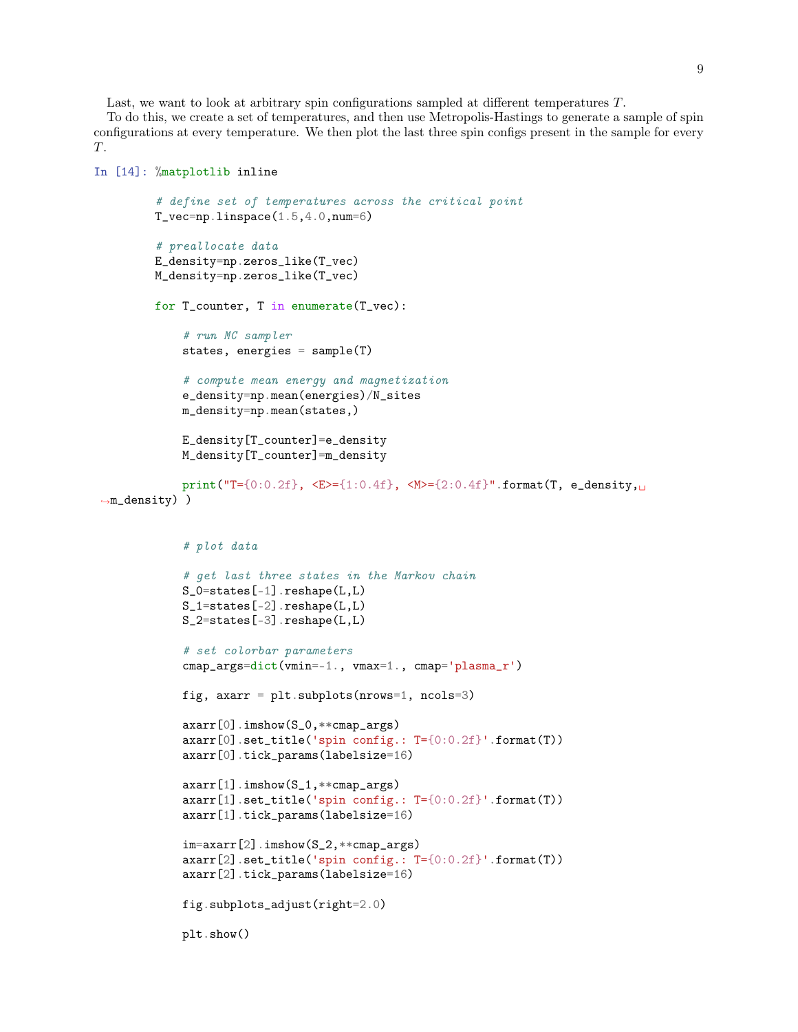Last, we want to look at arbitrary spin configurations sampled at different temperatures $T$.

To do this, we create a set of temperatures, and then use Metropolis-Hastings to generate a sample of spin configurations at every temperature. We then plot the last three spin configs present in the sample for every $T$.

In [14]:
```
%matplotlib inline

# define set of temperatures across the critical point
T_vec=np.linspace(1.5,4.0,num=6)

# preallocate data
E_density=np.zeros_like(T_vec)
M_density=np.zeros_like(T_vec)

for T_counter, T in enumerate(T_vec):

    # run MC sampler
    states, energies = sample(T)

    # compute mean energy and magnetization
    e_density=np.mean(energies)/N_sites
    m_density=np.mean(states,)

    E_density[T_counter]=e_density
    M_density[T_counter]=m_density

    print("T={0:0.2f}, <E>={1:0.4f}, <M>={2:0.4f}".format(T, e_density,␣
 ↪m_density) )


    # plot data

    # get last three states in the Markov chain
    S_0=states[-1].reshape(L,L)
    S_1=states[-2].reshape(L,L)
    S_2=states[-3].reshape(L,L)

    # set colorbar parameters
    cmap_args=dict(vmin=-1., vmax=1., cmap='plasma_r')

    fig, axarr = plt.subplots(nrows=1, ncols=3)

    axarr[0].imshow(S_0,**cmap_args)
    axarr[0].set_title('spin config.: T={0:0.2f}'.format(T))
    axarr[0].tick_params(labelsize=16)

    axarr[1].imshow(S_1,**cmap_args)
    axarr[1].set_title('spin config.: T={0:0.2f}'.format(T))
    axarr[1].tick_params(labelsize=16)

    im=axarr[2].imshow(S_2,**cmap_args)
    axarr[2].set_title('spin config.: T={0:0.2f}'.format(T))
    axarr[2].tick_params(labelsize=16)

    fig.subplots_adjust(right=2.0)

    plt.show()
```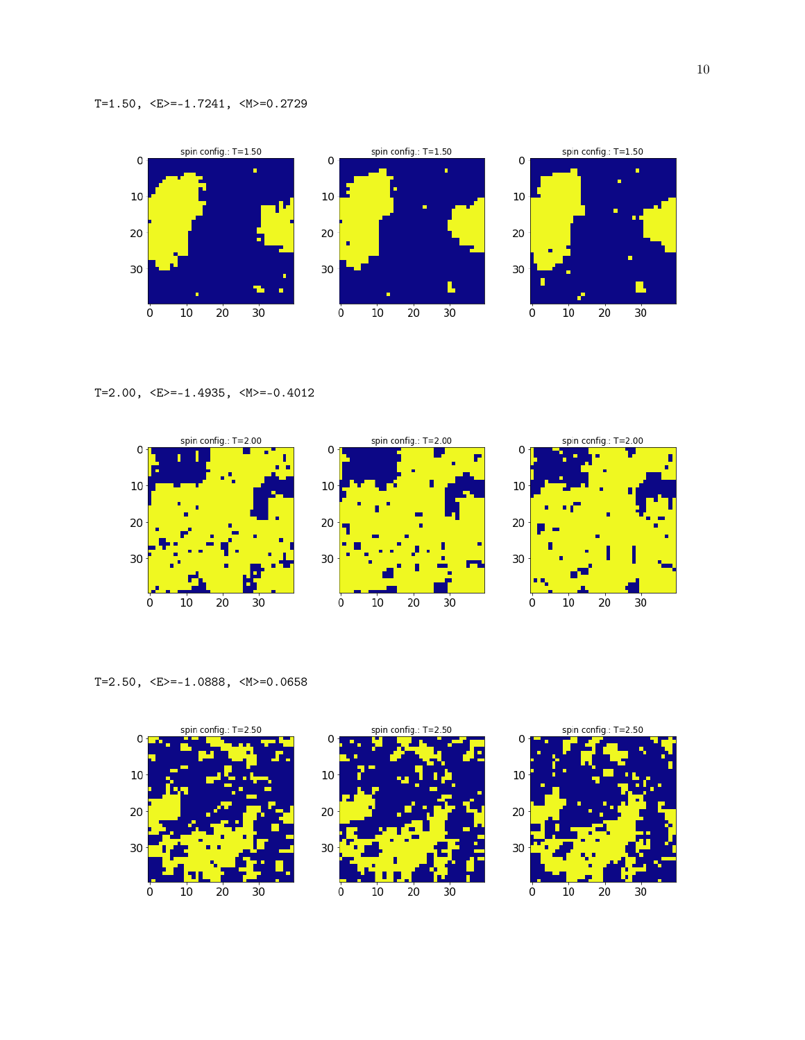T=1.50, <E>=-1.7241, <M>=0.2729

T=2.00, <E>=-1.4935, <M>=-0.4012

T=2.50, <E>=-1.0888, <M>=0.0658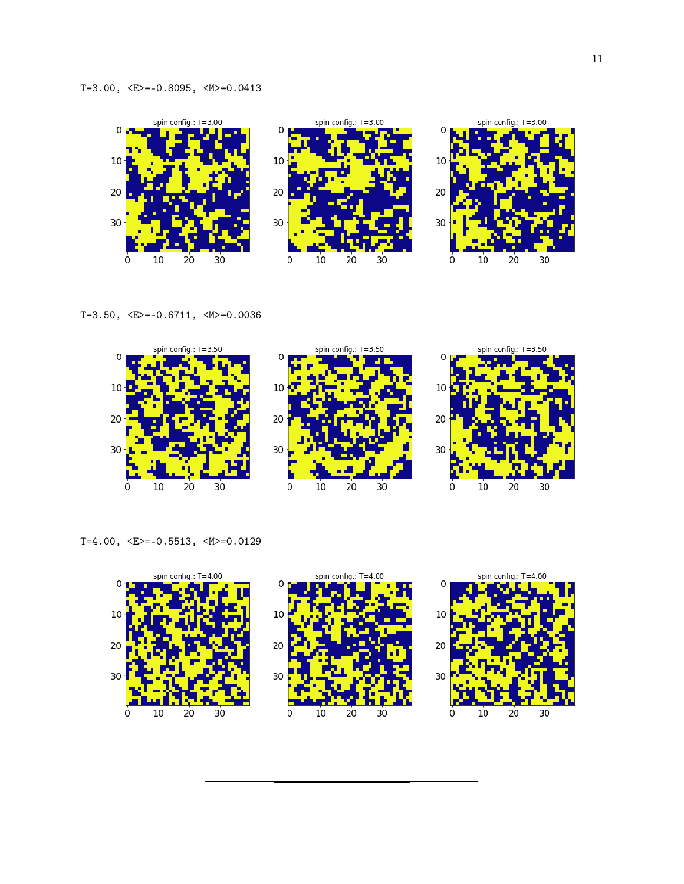T=3.00, <E>=-0.8095, <M>=0.0413

spin config.: T=3.00

spin config.: T=3.00

spin config.: T=3.00

T=3.50, <E>=-0.6711, <M>=0.0036

spin config.: T=3.50

spin config.: T=3.50

spin config.: T=3.50

T=4.00, <E>=-0.5513, <M>=0.0129

spin config.: T=4.00

spin config.: T=4.00

spin config.: T=4.00